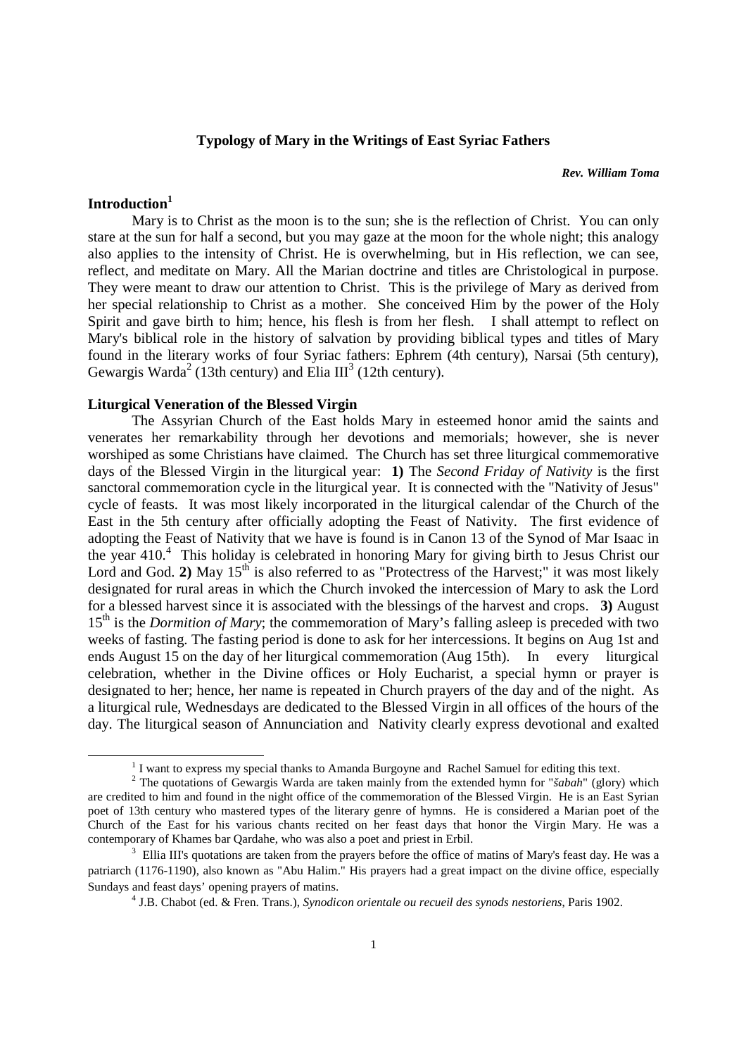# Typology of Mary in the Writings of East Syriac Fathers

***Rev. William Toma***

## Introduction[1]

Mary is to Christ as the moon is to the sun; she is the reflection of Christ. You can only stare at the sun for half a second, but you may gaze at the moon for the whole night; this analogy also applies to the intensity of Christ. He is overwhelming, but in His reflection, we can see, reflect, and meditate on Mary. All the Marian doctrine and titles are Christological in purpose. They were meant to draw our attention to Christ. This is the privilege of Mary as derived from her special relationship to Christ as a mother. She conceived Him by the power of the Holy Spirit and gave birth to him; hence, his flesh is from her flesh. I shall attempt to reflect on Mary's biblical role in the history of salvation by providing biblical types and titles of Mary found in the literary works of four Syriac fathers: Ephrem (4th century), Narsai (5th century), Gewargis Warda[2] (13th century) and Elia III[3] (12th century).

## Liturgical Veneration of the Blessed Virgin

The Assyrian Church of the East holds Mary in esteemed honor amid the saints and venerates her remarkability through her devotions and memorials; however, she is never worshiped as some Christians have claimed. The Church has set three liturgical commemorative days of the Blessed Virgin in the liturgical year: **1)** The *Second Friday of Nativity* is the first sanctoral commemoration cycle in the liturgical year. It is connected with the "Nativity of Jesus" cycle of feasts. It was most likely incorporated in the liturgical calendar of the Church of the East in the 5th century after officially adopting the Feast of Nativity. The first evidence of adopting the Feast of Nativity that we have is found is in Canon 13 of the Synod of Mar Isaac in the year 410.[4] This holiday is celebrated in honoring Mary for giving birth to Jesus Christ our Lord and God. **2)** May 15th is also referred to as "Protectress of the Harvest;" it was most likely designated for rural areas in which the Church invoked the intercession of Mary to ask the Lord for a blessed harvest since it is associated with the blessings of the harvest and crops. **3)** August 15th is the *Dormition of Mary*; the commemoration of Mary's falling asleep is preceded with two weeks of fasting. The fasting period is done to ask for her intercessions. It begins on Aug 1st and ends August 15 on the day of her liturgical commemoration (Aug 15th). In every liturgical celebration, whether in the Divine offices or Holy Eucharist, a special hymn or prayer is designated to her; hence, her name is repeated in Church prayers of the day and of the night. As a liturgical rule, Wednesdays are dedicated to the Blessed Virgin in all offices of the hours of the day. The liturgical season of Annunciation and Nativity clearly express devotional and exalted

---

[1] I want to express my special thanks to Amanda Burgoyne and Rachel Samuel for editing this text.

[2] The quotations of Gewargis Warda are taken mainly from the extended hymn for "*šabah*" (glory) which are credited to him and found in the night office of the commemoration of the Blessed Virgin. He is an East Syrian poet of 13th century who mastered types of the literary genre of hymns. He is considered a Marian poet of the Church of the East for his various chants recited on her feast days that honor the Virgin Mary. He was a contemporary of Khames bar Qardahe, who was also a poet and priest in Erbil.

[3] Ellia III's quotations are taken from the prayers before the office of matins of Mary's feast day. He was a patriarch (1176-1190), also known as "Abu Halim." His prayers had a great impact on the divine office, especially Sundays and feast days' opening prayers of matins.

[4] J.B. Chabot (ed. & Fren. Trans.), *Synodicon orientale ou recueil des synods nestoriens*, Paris 1902.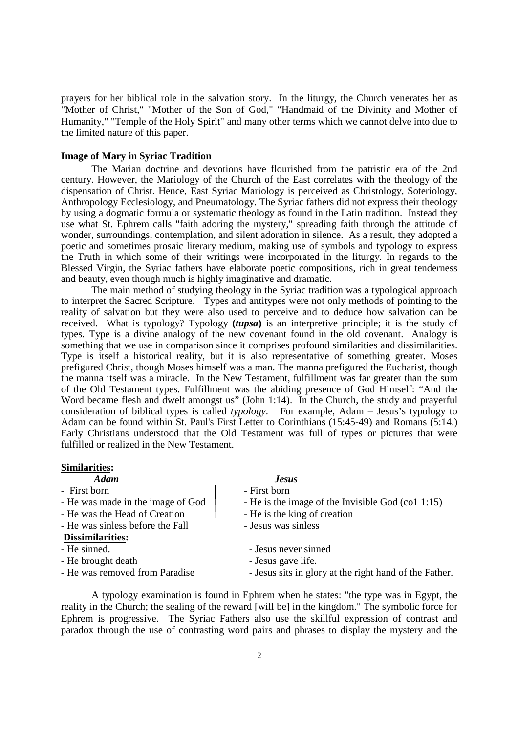prayers for her biblical role in the salvation story. In the liturgy, the Church venerates her as "Mother of Christ," "Mother of the Son of God," "Handmaid of the Divinity and Mother of Humanity," "Temple of the Holy Spirit" and many other terms which we cannot delve into due to the limited nature of this paper.

**Image of Mary in Syriac Tradition**

The Marian doctrine and devotions have flourished from the patristic era of the 2nd century. However, the Mariology of the Church of the East correlates with the theology of the dispensation of Christ. Hence, East Syriac Mariology is perceived as Christology, Soteriology, Anthropology Ecclesiology, and Pneumatology. The Syriac fathers did not express their theology by using a dogmatic formula or systematic theology as found in the Latin tradition. Instead they use what St. Ephrem calls "faith adoring the mystery," spreading faith through the attitude of wonder, surroundings, contemplation, and silent adoration in silence. As a result, they adopted a poetic and sometimes prosaic literary medium, making use of symbols and typology to express the Truth in which some of their writings were incorporated in the liturgy. In regards to the Blessed Virgin, the Syriac fathers have elaborate poetic compositions, rich in great tenderness and beauty, even though much is highly imaginative and dramatic.

The main method of studying theology in the Syriac tradition was a typological approach to interpret the Sacred Scripture. Types and antitypes were not only methods of pointing to the reality of salvation but they were also used to perceive and to deduce how salvation can be received. What is typology? Typology **(*tupsa*)** is an interpretive principle; it is the study of types. Type is a divine analogy of the new covenant found in the old covenant. Analogy is something that we use in comparison since it comprises profound similarities and dissimilarities. Type is itself a historical reality, but it is also representative of something greater. Moses prefigured Christ, though Moses himself was a man. The manna prefigured the Eucharist, though the manna itself was a miracle. In the New Testament, fulfillment was far greater than the sum of the Old Testament types. Fulfillment was the abiding presence of God Himself: "And the Word became flesh and dwelt amongst us" (John 1:14). In the Church, the study and prayerful consideration of biblical types is called *typology*. For example, Adam – Jesus's typology to Adam can be found within St. Paul's First Letter to Corinthians (15:45-49) and Romans (5:14.) Early Christians understood that the Old Testament was full of types or pictures that were fulfilled or realized in the New Testament.

**Similarities:**

| ***Adam*** | ***Jesus*** |
|---|---|
| - First born | - First born |
| - He was made in the image of God | - He is the image of the Invisible God (co1 1:15) |
| - He was the Head of Creation | - He is the king of creation |
| - He was sinless before the Fall | - Jesus was sinless |
| **Dissimilarities:** | |
| - He sinned. | - Jesus never sinned |
| - He brought death | - Jesus gave life. |
| - He was removed from Paradise | - Jesus sits in glory at the right hand of the Father. |

A typology examination is found in Ephrem when he states: "the type was in Egypt, the reality in the Church; the sealing of the reward [will be] in the kingdom." The symbolic force for Ephrem is progressive. The Syriac Fathers also use the skillful expression of contrast and paradox through the use of contrasting word pairs and phrases to display the mystery and the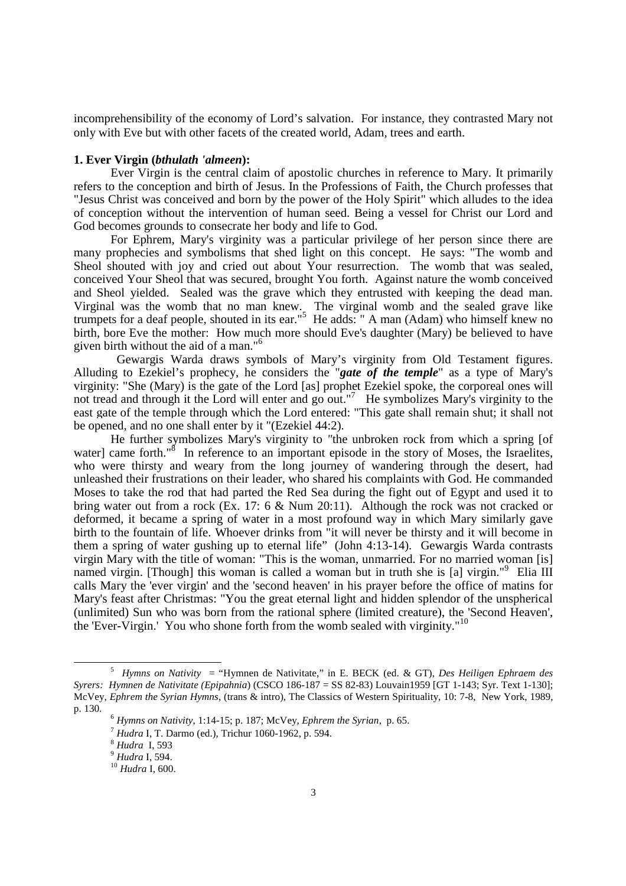incomprehensibility of the economy of Lord's salvation. For instance, they contrasted Mary not only with Eve but with other facets of the created world, Adam, trees and earth.

**1. Ever Virgin (*bthulath 'almeen*):**

Ever Virgin is the central claim of apostolic churches in reference to Mary. It primarily refers to the conception and birth of Jesus. In the Professions of Faith, the Church professes that "Jesus Christ was conceived and born by the power of the Holy Spirit" which alludes to the idea of conception without the intervention of human seed. Being a vessel for Christ our Lord and God becomes grounds to consecrate her body and life to God.

For Ephrem, Mary's virginity was a particular privilege of her person since there are many prophecies and symbolisms that shed light on this concept. He says: "The womb and Sheol shouted with joy and cried out about Your resurrection. The womb that was sealed, conceived Your Sheol that was secured, brought You forth. Against nature the womb conceived and Sheol yielded. Sealed was the grave which they entrusted with keeping the dead man. Virginal was the womb that no man knew. The virginal womb and the sealed grave like trumpets for a deaf people, shouted in its ear."[5] He adds: " A man (Adam) who himself knew no birth, bore Eve the mother: How much more should Eve's daughter (Mary) be believed to have given birth without the aid of a man."[6]

Gewargis Warda draws symbols of Mary's virginity from Old Testament figures. Alluding to Ezekiel's prophecy, he considers the "***gate of the temple***" as a type of Mary's virginity: "She (Mary) is the gate of the Lord [as] prophet Ezekiel spoke, the corporeal ones will not tread and through it the Lord will enter and go out."[7] He symbolizes Mary's virginity to the east gate of the temple through which the Lord entered: "This gate shall remain shut; it shall not be opened, and no one shall enter by it "(Ezekiel 44:2).

He further symbolizes Mary's virginity to "the unbroken rock from which a spring [of water] came forth."[8] In reference to an important episode in the story of Moses, the Israelites, who were thirsty and weary from the long journey of wandering through the desert, had unleashed their frustrations on their leader, who shared his complaints with God. He commanded Moses to take the rod that had parted the Red Sea during the fight out of Egypt and used it to bring water out from a rock (Ex. 17: 6 & Num 20:11). Although the rock was not cracked or deformed, it became a spring of water in a most profound way in which Mary similarly gave birth to the fountain of life. Whoever drinks from "it will never be thirsty and it will become in them a spring of water gushing up to eternal life" (John 4:13-14). Gewargis Warda contrasts virgin Mary with the title of woman: "This is the woman, unmarried. For no married woman [is] named virgin. [Though] this woman is called a woman but in truth she is [a] virgin."[9] Elia III calls Mary the 'ever virgin' and the 'second heaven' in his prayer before the office of matins for Mary's feast after Christmas: "You the great eternal light and hidden splendor of the unspherical (unlimited) Sun who was born from the rational sphere (limited creature), the 'Second Heaven', the 'Ever-Virgin.' You who shone forth from the womb sealed with virginity."[10]

---

[5] *Hymns on Nativity* = "Hymnen de Nativitate," in E. BECK (ed. & GT), *Des Heiligen Ephraem des Syrers: Hymnen de Nativitate (Epipahnia*) (CSCO 186-187 = SS 82-83) Louvain1959 [GT 1-143; Syr. Text 1-130]; McVey, *Ephrem the Syrian Hymns*, (trans & intro), The Classics of Western Spirituality, 10: 7-8, New York, 1989, p. 130.

[6] *Hymns on Nativity*, 1:14-15; p. 187; McVey, *Ephrem the Syrian*, p. 65.

[7] *Hudra* I, T. Darmo (ed.), Trichur 1060-1962, p. 594.

[8] *Hudra* I, 593

[9] *Hudra* I, 594.

[10] *Hudra* I, 600.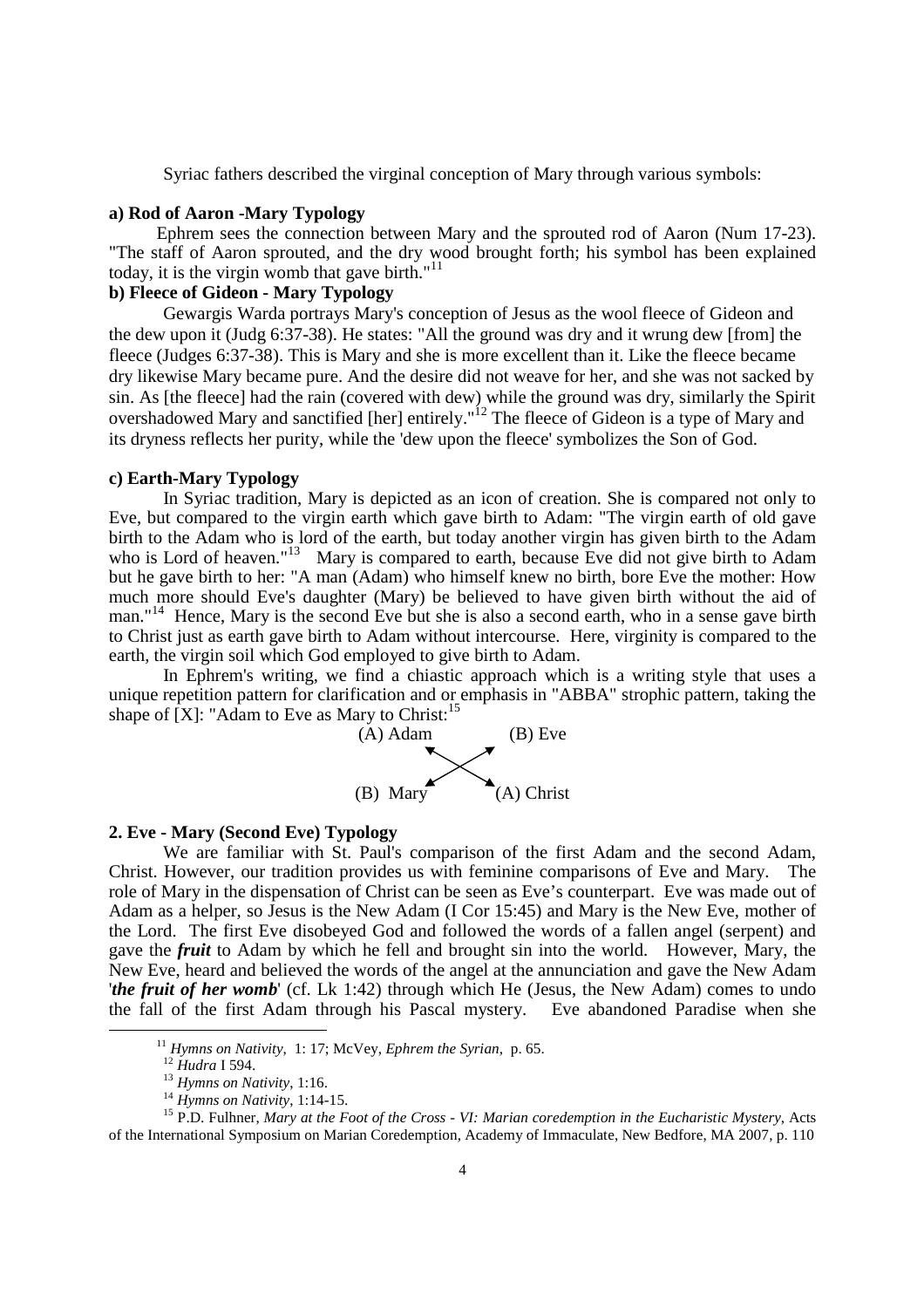Syriac fathers described the virginal conception of Mary through various symbols:

**a) Rod of Aaron -Mary Typology**

Ephrem sees the connection between Mary and the sprouted rod of Aaron (Num 17-23). "The staff of Aaron sprouted, and the dry wood brought forth; his symbol has been explained today, it is the virgin womb that gave birth."[11]

**b) Fleece of Gideon - Mary Typology**

Gewargis Warda portrays Mary's conception of Jesus as the wool fleece of Gideon and the dew upon it (Judg 6:37-38). He states: "All the ground was dry and it wrung dew [from] the fleece (Judges 6:37-38). This is Mary and she is more excellent than it. Like the fleece became dry likewise Mary became pure. And the desire did not weave for her, and she was not sacked by sin. As [the fleece] had the rain (covered with dew) while the ground was dry, similarly the Spirit overshadowed Mary and sanctified [her] entirely."[12] The fleece of Gideon is a type of Mary and its dryness reflects her purity, while the 'dew upon the fleece' symbolizes the Son of God.

**c) Earth-Mary Typology**

In Syriac tradition, Mary is depicted as an icon of creation. She is compared not only to Eve, but compared to the virgin earth which gave birth to Adam: "The virgin earth of old gave birth to the Adam who is lord of the earth, but today another virgin has given birth to the Adam who is Lord of heaven."[13] Mary is compared to earth, because Eve did not give birth to Adam but he gave birth to her: "A man (Adam) who himself knew no birth, bore Eve the mother: How much more should Eve's daughter (Mary) be believed to have given birth without the aid of man."[14] Hence, Mary is the second Eve but she is also a second earth, who in a sense gave birth to Christ just as earth gave birth to Adam without intercourse. Here, virginity is compared to the earth, the virgin soil which God employed to give birth to Adam.

In Ephrem's writing, we find a chiastic approach which is a writing style that uses a unique repetition pattern for clarification and or emphasis in "ABBA" strophic pattern, taking the shape of [X]: "Adam to Eve as Mary to Christ:[15]

(A) Adam (B) Eve

(B) Mary (A) Christ

**2. Eve - Mary (Second Eve) Typology**

We are familiar with St. Paul's comparison of the first Adam and the second Adam, Christ. However, our tradition provides us with feminine comparisons of Eve and Mary. The role of Mary in the dispensation of Christ can be seen as Eve's counterpart. Eve was made out of Adam as a helper, so Jesus is the New Adam (I Cor 15:45) and Mary is the New Eve, mother of the Lord. The first Eve disobeyed God and followed the words of a fallen angel (serpent) and gave the ***fruit*** to Adam by which he fell and brought sin into the world. However, Mary, the New Eve, heard and believed the words of the angel at the annunciation and gave the New Adam '***the fruit of her womb***' (cf. Lk 1:42) through which He (Jesus, the New Adam) comes to undo the fall of the first Adam through his Pascal mystery. Eve abandoned Paradise when she

[11] *Hymns on Nativity*, 1: 17; McVey, *Ephrem the Syrian*, p. 65.

[12] *Hudra* I 594.

[13] *Hymns on Nativity*, 1:16.

[14] *Hymns on Nativity*, 1:14-15.

[15] P.D. Fulhner, *Mary at the Foot of the Cross - VI: Marian coredemption in the Eucharistic Mystery*, Acts of the International Symposium on Marian Coredemption, Academy of Immaculate, New Bedfore, MA 2007, p. 110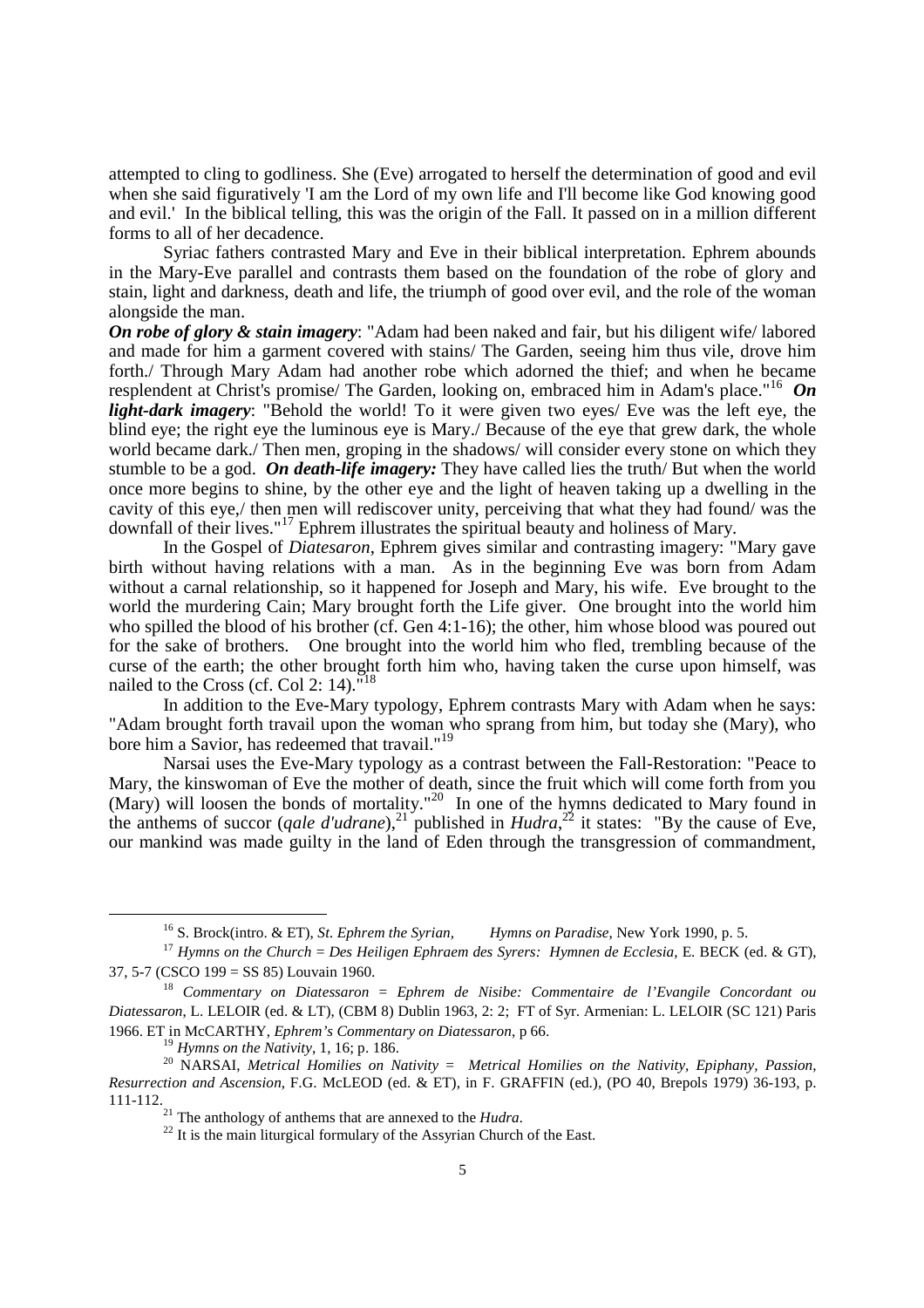attempted to cling to godliness. She (Eve) arrogated to herself the determination of good and evil when she said figuratively 'I am the Lord of my own life and I'll become like God knowing good and evil.' In the biblical telling, this was the origin of the Fall. It passed on in a million different forms to all of her decadence.

Syriac fathers contrasted Mary and Eve in their biblical interpretation. Ephrem abounds in the Mary-Eve parallel and contrasts them based on the foundation of the robe of glory and stain, light and darkness, death and life, the triumph of good over evil, and the role of the woman alongside the man.

***On robe of glory & stain imagery***: "Adam had been naked and fair, but his diligent wife/ labored and made for him a garment covered with stains/ The Garden, seeing him thus vile, drove him forth./ Through Mary Adam had another robe which adorned the thief; and when he became resplendent at Christ's promise/ The Garden, looking on, embraced him in Adam's place."[16] ***On light-dark imagery***: "Behold the world! To it were given two eyes/ Eve was the left eye, the blind eye; the right eye the luminous eye is Mary./ Because of the eye that grew dark, the whole world became dark./ Then men, groping in the shadows/ will consider every stone on which they stumble to be a god. ***On death-life imagery:*** They have called lies the truth/ But when the world once more begins to shine, by the other eye and the light of heaven taking up a dwelling in the cavity of this eye,/ then men will rediscover unity, perceiving that what they had found/ was the downfall of their lives."[17] Ephrem illustrates the spiritual beauty and holiness of Mary.

In the Gospel of *Diatesaron*, Ephrem gives similar and contrasting imagery: "Mary gave birth without having relations with a man. As in the beginning Eve was born from Adam without a carnal relationship, so it happened for Joseph and Mary, his wife. Eve brought to the world the murdering Cain; Mary brought forth the Life giver. One brought into the world him who spilled the blood of his brother (cf. Gen 4:1-16); the other, him whose blood was poured out for the sake of brothers. One brought into the world him who fled, trembling because of the curse of the earth; the other brought forth him who, having taken the curse upon himself, was nailed to the Cross (cf. Col 2: 14)."[18]

In addition to the Eve-Mary typology, Ephrem contrasts Mary with Adam when he says: "Adam brought forth travail upon the woman who sprang from him, but today she (Mary), who bore him a Savior, has redeemed that travail."[19]

Narsai uses the Eve-Mary typology as a contrast between the Fall-Restoration: "Peace to Mary, the kinswoman of Eve the mother of death, since the fruit which will come forth from you (Mary) will loosen the bonds of mortality."[20] In one of the hymns dedicated to Mary found in the anthems of succor (*qale d'udrane*),[21] published in *Hudra*,[22] it states: "By the cause of Eve, our mankind was made guilty in the land of Eden through the transgression of commandment,

---

[16] S. Brock(intro. & ET), *St. Ephrem the Syrian, Hymns on Paradise*, New York 1990, p. 5.

[17] *Hymns on the Church = Des Heiligen Ephraem des Syrers: Hymnen de Ecclesia*, E. BECK (ed. & GT), 37, 5-7 (CSCO 199 = SS 85) Louvain 1960.

[18] *Commentary on Diatessaron = Ephrem de Nisibe: Commentaire de l'Evangile Concordant ou Diatessaron*, L. LELOIR (ed. & LT), (CBM 8) Dublin 1963, 2: 2; FT of Syr. Armenian: L. LELOIR (SC 121) Paris 1966. ET in McCARTHY, *Ephrem's Commentary on Diatessaron*, p 66.

[19] *Hymns on the Nativity*, 1, 16; p. 186.

[20] NARSAI, *Metrical Homilies on Nativity = Metrical Homilies on the Nativity, Epiphany, Passion, Resurrection and Ascension*, F.G. McLEOD (ed. & ET), in F. GRAFFIN (ed.), (PO 40, Brepols 1979) 36-193, p. 111-112.

[21] The anthology of anthems that are annexed to the *Hudra*.

[22] It is the main liturgical formulary of the Assyrian Church of the East.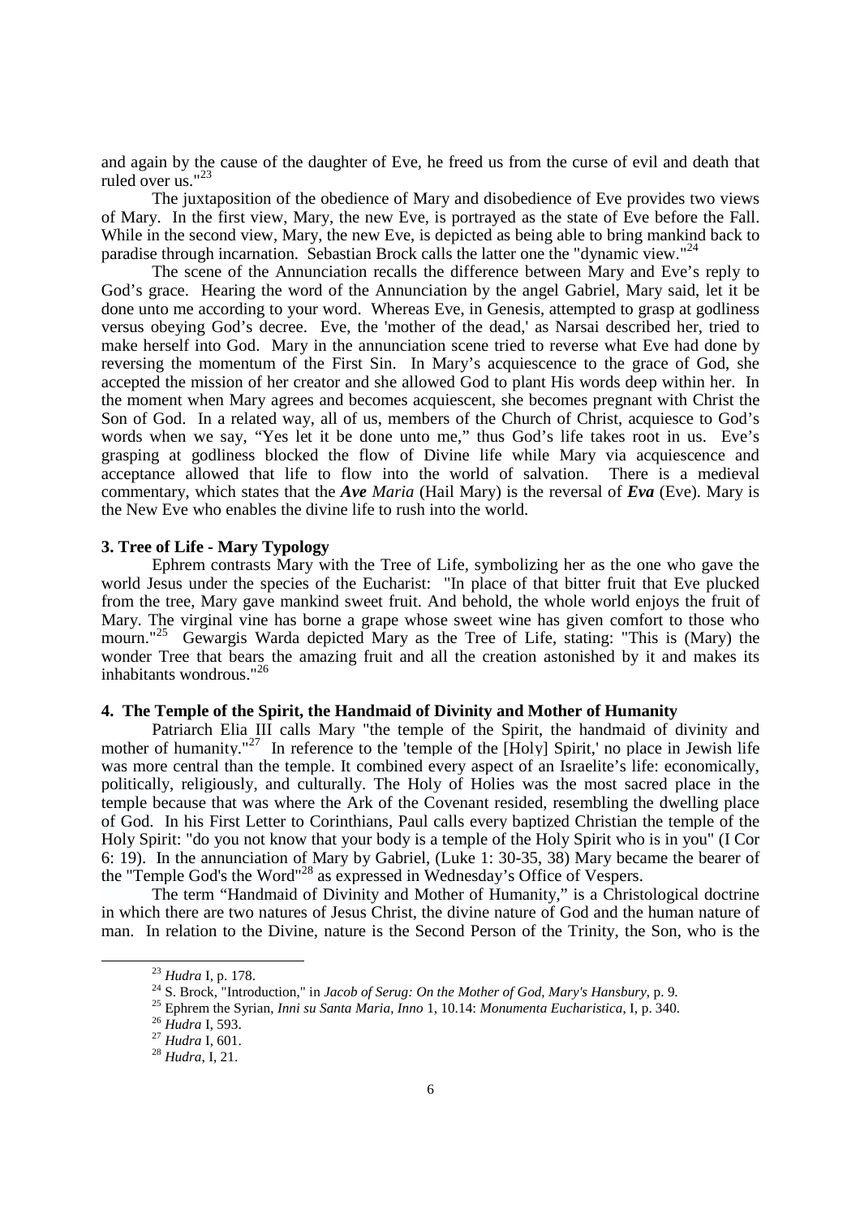and again by the cause of the daughter of Eve, he freed us from the curse of evil and death that ruled over us."[23]

The juxtaposition of the obedience of Mary and disobedience of Eve provides two views of Mary. In the first view, Mary, the new Eve, is portrayed as the state of Eve before the Fall. While in the second view, Mary, the new Eve, is depicted as being able to bring mankind back to paradise through incarnation. Sebastian Brock calls the latter one the "dynamic view."[24]

The scene of the Annunciation recalls the difference between Mary and Eve's reply to God's grace. Hearing the word of the Annunciation by the angel Gabriel, Mary said, let it be done unto me according to your word. Whereas Eve, in Genesis, attempted to grasp at godliness versus obeying God's decree. Eve, the 'mother of the dead,' as Narsai described her, tried to make herself into God. Mary in the annunciation scene tried to reverse what Eve had done by reversing the momentum of the First Sin. In Mary's acquiescence to the grace of God, she accepted the mission of her creator and she allowed God to plant His words deep within her. In the moment when Mary agrees and becomes acquiescent, she becomes pregnant with Christ the Son of God. In a related way, all of us, members of the Church of Christ, acquiesce to God's words when we say, "Yes let it be done unto me," thus God's life takes root in us. Eve's grasping at godliness blocked the flow of Divine life while Mary via acquiescence and acceptance allowed that life to flow into the world of salvation. There is a medieval commentary, which states that the ***Ave Maria*** (Hail Mary) is the reversal of ***Eva*** (Eve). Mary is the New Eve who enables the divine life to rush into the world.

### 3. Tree of Life - Mary Typology

Ephrem contrasts Mary with the Tree of Life, symbolizing her as the one who gave the world Jesus under the species of the Eucharist: "In place of that bitter fruit that Eve plucked from the tree, Mary gave mankind sweet fruit. And behold, the whole world enjoys the fruit of Mary. The virginal vine has borne a grape whose sweet wine has given comfort to those who mourn."[25] Gewargis Warda depicted Mary as the Tree of Life, stating: "This is (Mary) the wonder Tree that bears the amazing fruit and all the creation astonished by it and makes its inhabitants wondrous."[26]

### 4. The Temple of the Spirit, the Handmaid of Divinity and Mother of Humanity

Patriarch Elia III calls Mary "the temple of the Spirit, the handmaid of divinity and mother of humanity."[27] In reference to the 'temple of the [Holy] Spirit,' no place in Jewish life was more central than the temple. It combined every aspect of an Israelite's life: economically, politically, religiously, and culturally. The Holy of Holies was the most sacred place in the temple because that was where the Ark of the Covenant resided, resembling the dwelling place of God. In his First Letter to Corinthians, Paul calls every baptized Christian the temple of the Holy Spirit: "do you not know that your body is a temple of the Holy Spirit who is in you" (I Cor 6: 19). In the annunciation of Mary by Gabriel, (Luke 1: 30-35, 38) Mary became the bearer of the "Temple God's the Word"[28] as expressed in Wednesday's Office of Vespers.

The term "Handmaid of Divinity and Mother of Humanity," is a Christological doctrine in which there are two natures of Jesus Christ, the divine nature of God and the human nature of man. In relation to the Divine, nature is the Second Person of the Trinity, the Son, who is the

---

[23] *Hudra* I, p. 178.

[24] S. Brock, "Introduction," in *Jacob of Serug: On the Mother of God, Mary's Hansbury*, p. 9.

[25] Ephrem the Syrian, *Inni su Santa Maria, Inno* 1, 10.14: *Monumenta Eucharistica*, I, p. 340.

[26] *Hudra* I, 593.

[27] *Hudra* I, 601.

[28] *Hudra*, I, 21.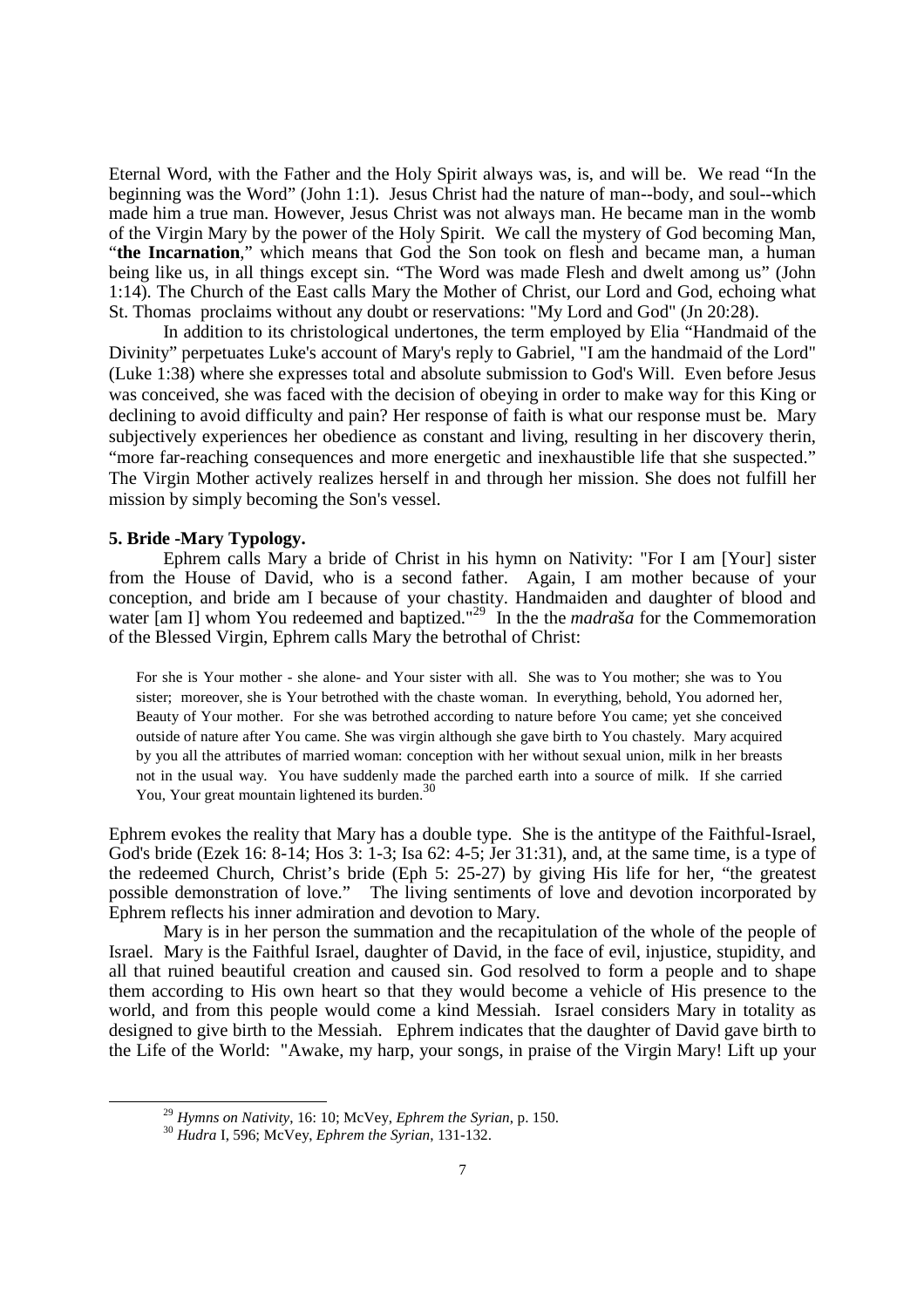Eternal Word, with the Father and the Holy Spirit always was, is, and will be. We read "In the beginning was the Word" (John 1:1). Jesus Christ had the nature of man--body, and soul--which made him a true man. However, Jesus Christ was not always man. He became man in the womb of the Virgin Mary by the power of the Holy Spirit. We call the mystery of God becoming Man, "**the Incarnation**," which means that God the Son took on flesh and became man, a human being like us, in all things except sin. "The Word was made Flesh and dwelt among us" (John 1:14). The Church of the East calls Mary the Mother of Christ, our Lord and God, echoing what St. Thomas proclaims without any doubt or reservations: "My Lord and God" (Jn 20:28).

In addition to its christological undertones, the term employed by Elia "Handmaid of the Divinity" perpetuates Luke's account of Mary's reply to Gabriel, "I am the handmaid of the Lord" (Luke 1:38) where she expresses total and absolute submission to God's Will. Even before Jesus was conceived, she was faced with the decision of obeying in order to make way for this King or declining to avoid difficulty and pain? Her response of faith is what our response must be. Mary subjectively experiences her obedience as constant and living, resulting in her discovery therin, "more far-reaching consequences and more energetic and inexhaustible life that she suspected." The Virgin Mother actively realizes herself in and through her mission. She does not fulfill her mission by simply becoming the Son's vessel.

### 5. Bride -Mary Typology.

Ephrem calls Mary a bride of Christ in his hymn on Nativity: "For I am [Your] sister from the House of David, who is a second father. Again, I am mother because of your conception, and bride am I because of your chastity. Handmaiden and daughter of blood and water [am I] whom You redeemed and baptized."[29] In the the *madraša* for the Commemoration of the Blessed Virgin, Ephrem calls Mary the betrothal of Christ:

> For she is Your mother - she alone- and Your sister with all. She was to You mother; she was to You sister; moreover, she is Your betrothed with the chaste woman. In everything, behold, You adorned her, Beauty of Your mother. For she was betrothed according to nature before You came; yet she conceived outside of nature after You came. She was virgin although she gave birth to You chastely. Mary acquired by you all the attributes of married woman: conception with her without sexual union, milk in her breasts not in the usual way. You have suddenly made the parched earth into a source of milk. If she carried You, Your great mountain lightened its burden.[30]

Ephrem evokes the reality that Mary has a double type. She is the antitype of the Faithful-Israel, God's bride (Ezek 16: 8-14; Hos 3: 1-3; Isa 62: 4-5; Jer 31:31), and, at the same time, is a type of the redeemed Church, Christ's bride (Eph 5: 25-27) by giving His life for her, "the greatest possible demonstration of love." The living sentiments of love and devotion incorporated by Ephrem reflects his inner admiration and devotion to Mary.

Mary is in her person the summation and the recapitulation of the whole of the people of Israel. Mary is the Faithful Israel, daughter of David, in the face of evil, injustice, stupidity, and all that ruined beautiful creation and caused sin. God resolved to form a people and to shape them according to His own heart so that they would become a vehicle of His presence to the world, and from this people would come a kind Messiah. Israel considers Mary in totality as designed to give birth to the Messiah. Ephrem indicates that the daughter of David gave birth to the Life of the World: "Awake, my harp, your songs, in praise of the Virgin Mary! Lift up your

---

[29] *Hymns on Nativity*, 16: 10; McVey, *Ephrem the Syrian*, p. 150.

[30] *Hudra* I, 596; McVey, *Ephrem the Syrian*, 131-132.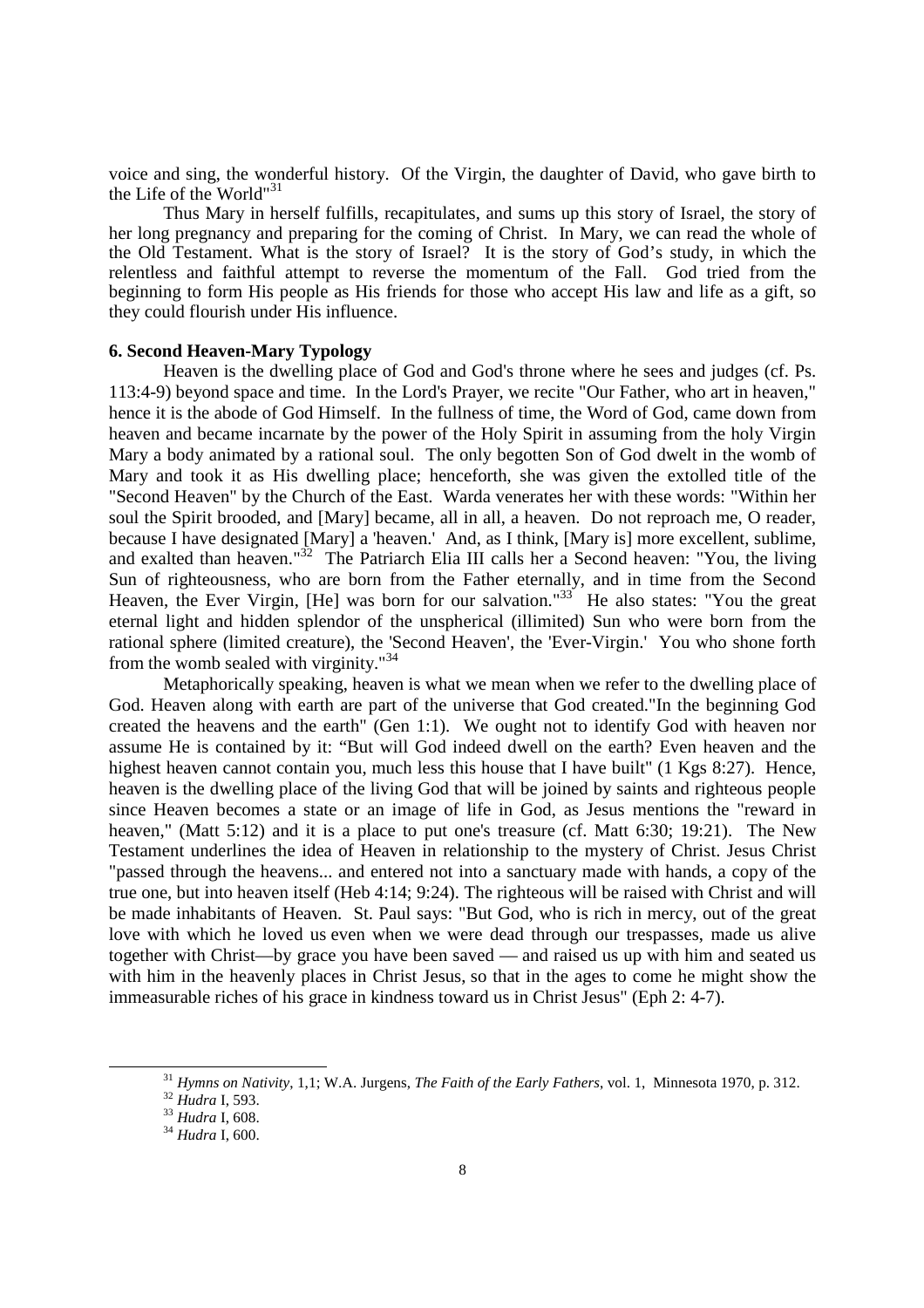voice and sing, the wonderful history. Of the Virgin, the daughter of David, who gave birth to the Life of the World"[31]

Thus Mary in herself fulfills, recapitulates, and sums up this story of Israel, the story of her long pregnancy and preparing for the coming of Christ. In Mary, we can read the whole of the Old Testament. What is the story of Israel? It is the story of God's study, in which the relentless and faithful attempt to reverse the momentum of the Fall. God tried from the beginning to form His people as His friends for those who accept His law and life as a gift, so they could flourish under His influence.

### 6. Second Heaven-Mary Typology

Heaven is the dwelling place of God and God's throne where he sees and judges (cf. Ps. 113:4-9) beyond space and time. In the Lord's Prayer, we recite "Our Father, who art in heaven," hence it is the abode of God Himself. In the fullness of time, the Word of God, came down from heaven and became incarnate by the power of the Holy Spirit in assuming from the holy Virgin Mary a body animated by a rational soul. The only begotten Son of God dwelt in the womb of Mary and took it as His dwelling place; henceforth, she was given the extolled title of the "Second Heaven" by the Church of the East. Warda venerates her with these words: "Within her soul the Spirit brooded, and [Mary] became, all in all, a heaven. Do not reproach me, O reader, because I have designated [Mary] a 'heaven.' And, as I think, [Mary is] more excellent, sublime, and exalted than heaven."[32] The Patriarch Elia III calls her a Second heaven: "You, the living Sun of righteousness, who are born from the Father eternally, and in time from the Second Heaven, the Ever Virgin, [He] was born for our salvation."[33] He also states: "You the great eternal light and hidden splendor of the unspherical (illimited) Sun who were born from the rational sphere (limited creature), the 'Second Heaven', the 'Ever-Virgin.' You who shone forth from the womb sealed with virginity."[34]

Metaphorically speaking, heaven is what we mean when we refer to the dwelling place of God. Heaven along with earth are part of the universe that God created."In the beginning God created the heavens and the earth" (Gen 1:1). We ought not to identify God with heaven nor assume He is contained by it: "But will God indeed dwell on the earth? Even heaven and the highest heaven cannot contain you, much less this house that I have built" (1 Kgs 8:27). Hence, heaven is the dwelling place of the living God that will be joined by saints and righteous people since Heaven becomes a state or an image of life in God, as Jesus mentions the "reward in heaven," (Matt 5:12) and it is a place to put one's treasure (cf. Matt 6:30; 19:21). The New Testament underlines the idea of Heaven in relationship to the mystery of Christ. Jesus Christ "passed through the heavens... and entered not into a sanctuary made with hands, a copy of the true one, but into heaven itself (Heb 4:14; 9:24). The righteous will be raised with Christ and will be made inhabitants of Heaven. St. Paul says: "But God, who is rich in mercy, out of the great love with which he loved us even when we were dead through our trespasses, made us alive together with Christ—by grace you have been saved — and raised us up with him and seated us with him in the heavenly places in Christ Jesus, so that in the ages to come he might show the immeasurable riches of his grace in kindness toward us in Christ Jesus" (Eph 2: 4-7).

---

[31] *Hymns on Nativity*, 1,1; W.A. Jurgens, *The Faith of the Early Fathers*, vol. 1, Minnesota 1970, p. 312.

[32] *Hudra* I, 593.

[33] *Hudra* I, 608.

[34] *Hudra* I, 600.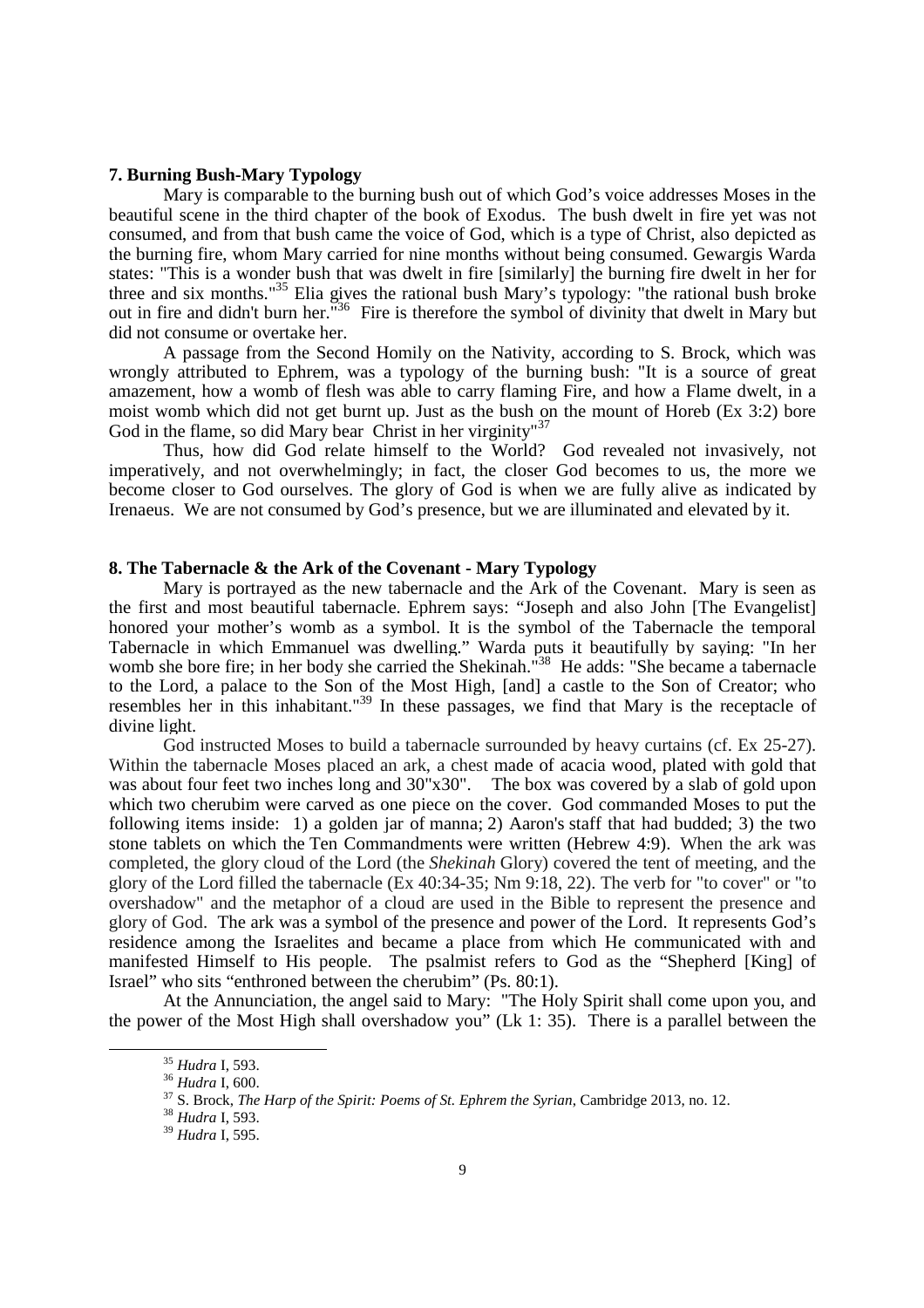### 7. Burning Bush-Mary Typology

Mary is comparable to the burning bush out of which God's voice addresses Moses in the beautiful scene in the third chapter of the book of Exodus. The bush dwelt in fire yet was not consumed, and from that bush came the voice of God, which is a type of Christ, also depicted as the burning fire, whom Mary carried for nine months without being consumed. Gewargis Warda states: "This is a wonder bush that was dwelt in fire [similarly] the burning fire dwelt in her for three and six months."[35] Elia gives the rational bush Mary's typology: "the rational bush broke out in fire and didn't burn her."[36] Fire is therefore the symbol of divinity that dwelt in Mary but did not consume or overtake her.

A passage from the Second Homily on the Nativity, according to S. Brock, which was wrongly attributed to Ephrem, was a typology of the burning bush: "It is a source of great amazement, how a womb of flesh was able to carry flaming Fire, and how a Flame dwelt, in a moist womb which did not get burnt up. Just as the bush on the mount of Horeb (Ex 3:2) bore God in the flame, so did Mary bear Christ in her virginity"[37]

Thus, how did God relate himself to the World? God revealed not invasively, not imperatively, and not overwhelmingly; in fact, the closer God becomes to us, the more we become closer to God ourselves. The glory of God is when we are fully alive as indicated by Irenaeus. We are not consumed by God's presence, but we are illuminated and elevated by it.

### 8. The Tabernacle & the Ark of the Covenant - Mary Typology

Mary is portrayed as the new tabernacle and the Ark of the Covenant. Mary is seen as the first and most beautiful tabernacle. Ephrem says: "Joseph and also John [The Evangelist] honored your mother's womb as a symbol. It is the symbol of the Tabernacle the temporal Tabernacle in which Emmanuel was dwelling." Warda puts it beautifully by saying: "In her womb she bore fire; in her body she carried the Shekinah."[38] He adds: "She became a tabernacle to the Lord, a palace to the Son of the Most High, [and] a castle to the Son of Creator; who resembles her in this inhabitant."[39] In these passages, we find that Mary is the receptacle of divine light.

God instructed Moses to build a tabernacle surrounded by heavy curtains (cf. Ex 25-27). Within the tabernacle Moses placed an ark, a chest made of acacia wood, plated with gold that was about four feet two inches long and 30"x30". The box was covered by a slab of gold upon which two cherubim were carved as one piece on the cover. God commanded Moses to put the following items inside: 1) a golden jar of manna; 2) Aaron's staff that had budded; 3) the two stone tablets on which the Ten Commandments were written (Hebrew 4:9). When the ark was completed, the glory cloud of the Lord (the *Shekinah* Glory) covered the tent of meeting, and the glory of the Lord filled the tabernacle (Ex 40:34-35; Nm 9:18, 22). The verb for "to cover" or "to overshadow" and the metaphor of a cloud are used in the Bible to represent the presence and glory of God. The ark was a symbol of the presence and power of the Lord. It represents God's residence among the Israelites and became a place from which He communicated with and manifested Himself to His people. The psalmist refers to God as the "Shepherd [King] of Israel" who sits "enthroned between the cherubim" (Ps. 80:1).

At the Annunciation, the angel said to Mary: "The Holy Spirit shall come upon you, and the power of the Most High shall overshadow you" (Lk 1: 35). There is a parallel between the

---

[35] *Hudra* I, 593.

[36] *Hudra* I, 600.

[37] S. Brock, *The Harp of the Spirit: Poems of St. Ephrem the Syrian*, Cambridge 2013, no. 12.

[38] *Hudra* I, 593.

[39] *Hudra* I, 595.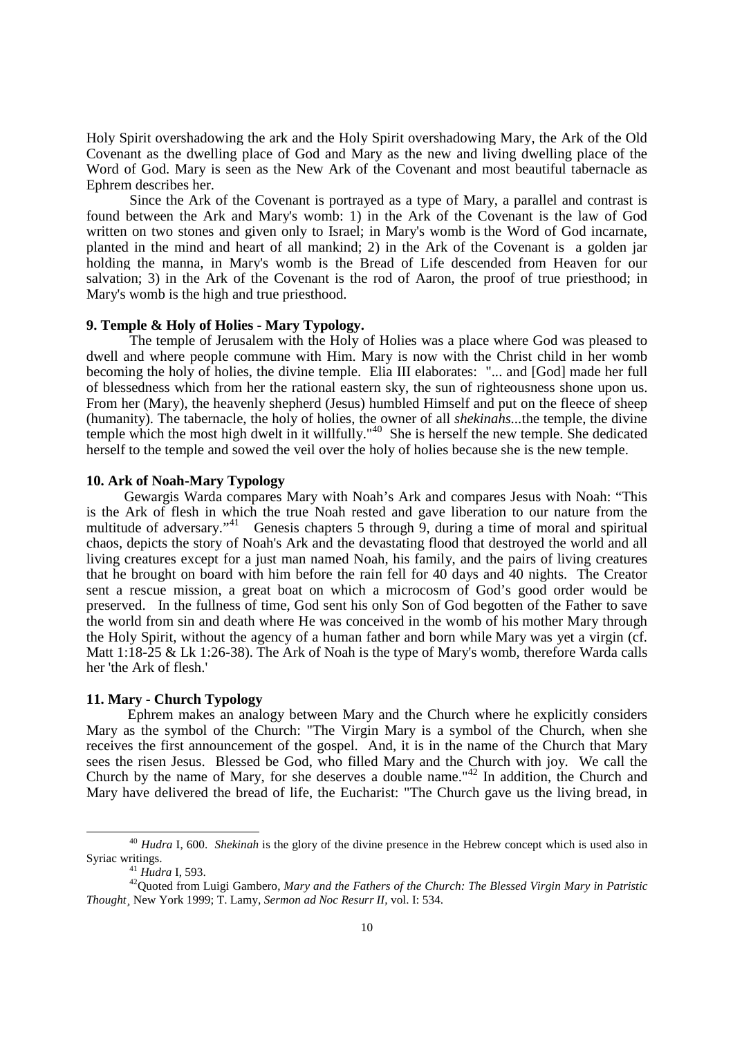Holy Spirit overshadowing the ark and the Holy Spirit overshadowing Mary, the Ark of the Old Covenant as the dwelling place of God and Mary as the new and living dwelling place of the Word of God. Mary is seen as the New Ark of the Covenant and most beautiful tabernacle as Ephrem describes her.

Since the Ark of the Covenant is portrayed as a type of Mary, a parallel and contrast is found between the Ark and Mary's womb: 1) in the Ark of the Covenant is the law of God written on two stones and given only to Israel; in Mary's womb is the Word of God incarnate, planted in the mind and heart of all mankind; 2) in the Ark of the Covenant is a golden jar holding the manna, in Mary's womb is the Bread of Life descended from Heaven for our salvation; 3) in the Ark of the Covenant is the rod of Aaron, the proof of true priesthood; in Mary's womb is the high and true priesthood.

### 9. Temple & Holy of Holies - Mary Typology.

The temple of Jerusalem with the Holy of Holies was a place where God was pleased to dwell and where people commune with Him. Mary is now with the Christ child in her womb becoming the holy of holies, the divine temple. Elia III elaborates: "... and [God] made her full of blessedness which from her the rational eastern sky, the sun of righteousness shone upon us. From her (Mary), the heavenly shepherd (Jesus) humbled Himself and put on the fleece of sheep (humanity). The tabernacle, the holy of holies, the owner of all *shekinahs*...the temple, the divine temple which the most high dwelt in it willfully."[40] She is herself the new temple. She dedicated herself to the temple and sowed the veil over the holy of holies because she is the new temple.

### 10. Ark of Noah-Mary Typology

Gewargis Warda compares Mary with Noah's Ark and compares Jesus with Noah: "This is the Ark of flesh in which the true Noah rested and gave liberation to our nature from the multitude of adversary."[41] Genesis chapters 5 through 9, during a time of moral and spiritual chaos, depicts the story of Noah's Ark and the devastating flood that destroyed the world and all living creatures except for a just man named Noah, his family, and the pairs of living creatures that he brought on board with him before the rain fell for 40 days and 40 nights. The Creator sent a rescue mission, a great boat on which a microcosm of God's good order would be preserved. In the fullness of time, God sent his only Son of God begotten of the Father to save the world from sin and death where He was conceived in the womb of his mother Mary through the Holy Spirit, without the agency of a human father and born while Mary was yet a virgin (cf. Matt 1:18-25 & Lk 1:26-38). The Ark of Noah is the type of Mary's womb, therefore Warda calls her 'the Ark of flesh.'

### 11. Mary - Church Typology

Ephrem makes an analogy between Mary and the Church where he explicitly considers Mary as the symbol of the Church: "The Virgin Mary is a symbol of the Church, when she receives the first announcement of the gospel. And, it is in the name of the Church that Mary sees the risen Jesus. Blessed be God, who filled Mary and the Church with joy. We call the Church by the name of Mary, for she deserves a double name."[42] In addition, the Church and Mary have delivered the bread of life, the Eucharist: "The Church gave us the living bread, in

---

[40] *Hudra* I, 600. *Shekinah* is the glory of the divine presence in the Hebrew concept which is used also in Syriac writings.

[41] *Hudra* I, 593.

[42] Quoted from Luigi Gambero, *Mary and the Fathers of the Church: The Blessed Virgin Mary in Patristic Thought*¸ New York 1999; T. Lamy, *Sermon ad Noc Resurr II*, vol. I: 534.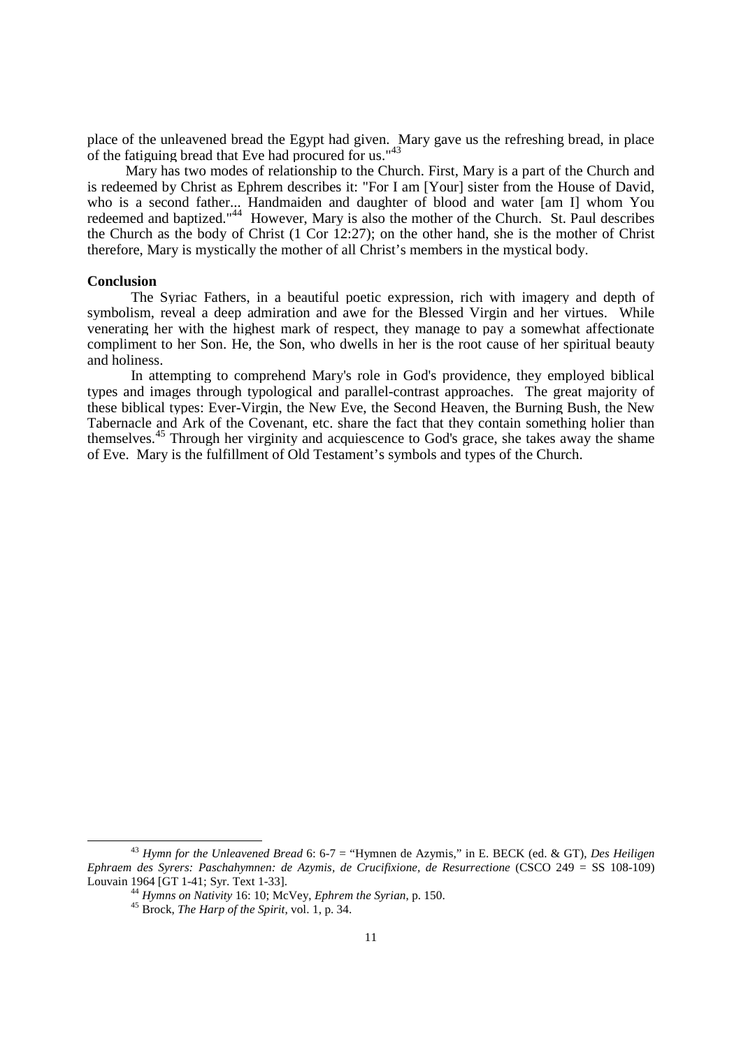place of the unleavened bread the Egypt had given. Mary gave us the refreshing bread, in place of the fatiguing bread that Eve had procured for us."[43]

Mary has two modes of relationship to the Church. First, Mary is a part of the Church and is redeemed by Christ as Ephrem describes it: "For I am [Your] sister from the House of David, who is a second father... Handmaiden and daughter of blood and water [am I] whom You redeemed and baptized."[44] However, Mary is also the mother of the Church. St. Paul describes the Church as the body of Christ (1 Cor 12:27); on the other hand, she is the mother of Christ therefore, Mary is mystically the mother of all Christ's members in the mystical body.

**Conclusion**

The Syriac Fathers, in a beautiful poetic expression, rich with imagery and depth of symbolism, reveal a deep admiration and awe for the Blessed Virgin and her virtues. While venerating her with the highest mark of respect, they manage to pay a somewhat affectionate compliment to her Son. He, the Son, who dwells in her is the root cause of her spiritual beauty and holiness.

In attempting to comprehend Mary's role in God's providence, they employed biblical types and images through typological and parallel-contrast approaches. The great majority of these biblical types: Ever-Virgin, the New Eve, the Second Heaven, the Burning Bush, the New Tabernacle and Ark of the Covenant, etc. share the fact that they contain something holier than themselves.[45] Through her virginity and acquiescence to God's grace, she takes away the shame of Eve. Mary is the fulfillment of Old Testament's symbols and types of the Church.

---

[43] *Hymn for the Unleavened Bread* 6: 6-7 = "Hymnen de Azymis," in E. BECK (ed. & GT), *Des Heiligen Ephraem des Syrers: Paschahymnen: de Azymis, de Crucifixione, de Resurrectione* (CSCO 249 = SS 108-109) Louvain 1964 [GT 1-41; Syr. Text 1-33].

[44] *Hymns on Nativity* 16: 10; McVey, *Ephrem the Syrian*, p. 150.

[45] Brock, *The Harp of the Spirit*, vol. 1, p. 34.